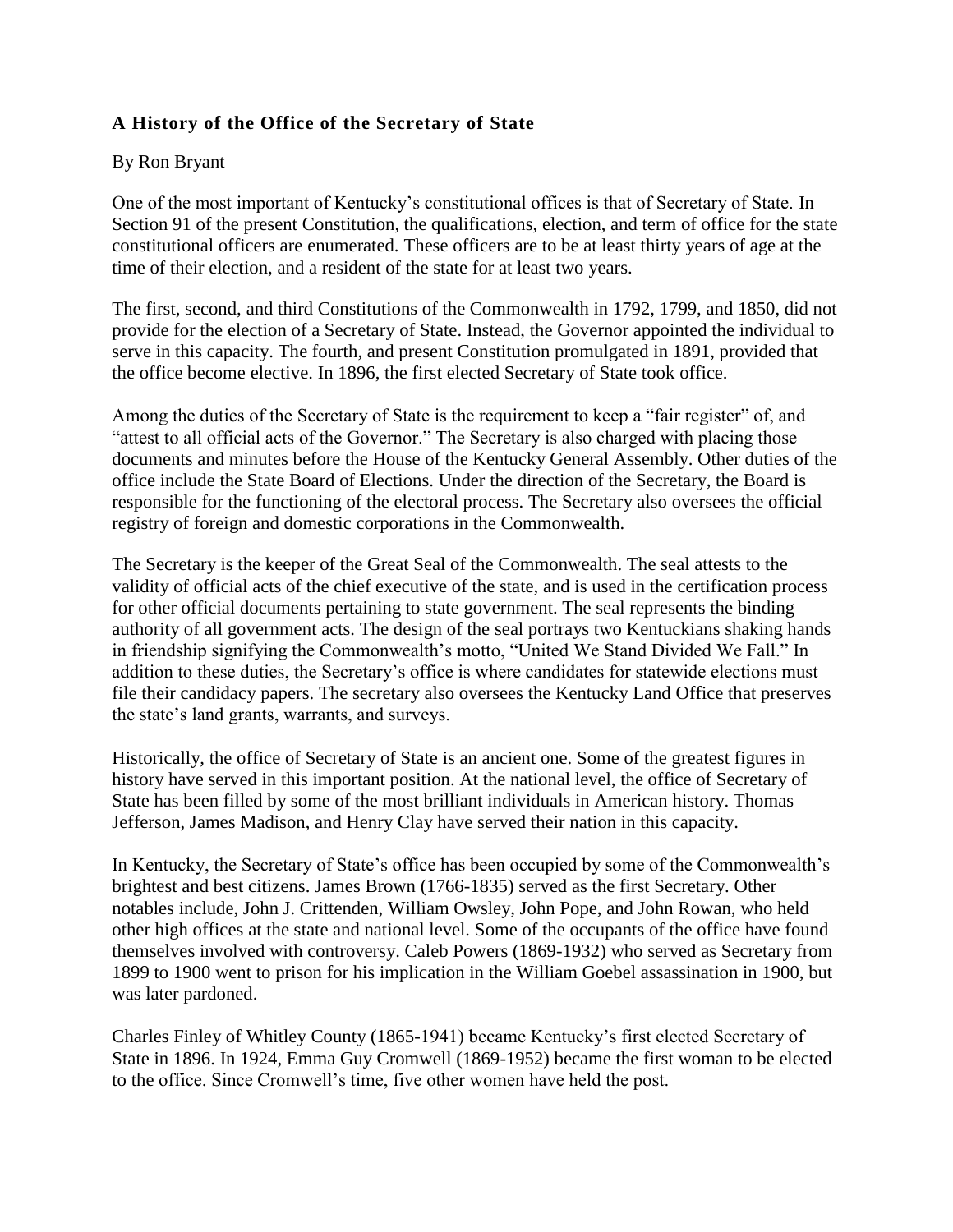### **A History of the Office of the Secretary of State**

By Ron Bryant

One of the most important of Kentucky's constitutional offices is that of Secretary of State. In Section 91 of the present Constitution, the qualifications, election, and term of office for the state constitutional officers are enumerated. These officers are to be at least thirty years of age at the time of their election, and a resident of the state for at least two years.

The first, second, and third Constitutions of the Commonwealth in 1792, 1799, and 1850, did not provide for the election of a Secretary of State. Instead, the Governor appointed the individual to serve in this capacity. The fourth, and present Constitution promulgated in 1891, provided that the office become elective. In 1896, the first elected Secretary of State took office.

Among the duties of the Secretary of State is the requirement to keep a "fair register" of, and "attest to all official acts of the Governor." The Secretary is also charged with placing those documents and minutes before the House of the Kentucky General Assembly. Other duties of the office include the State Board of Elections. Under the direction of the Secretary, the Board is responsible for the functioning of the electoral process. The Secretary also oversees the official registry of foreign and domestic corporations in the Commonwealth.

The Secretary is the keeper of the Great Seal of the Commonwealth. The seal attests to the validity of official acts of the chief executive of the state, and is used in the certification process for other official documents pertaining to state government. The seal represents the binding authority of all government acts. The design of the seal portrays two Kentuckians shaking hands in friendship signifying the Commonwealth's motto, "United We Stand Divided We Fall." In addition to these duties, the Secretary's office is where candidates for statewide elections must file their candidacy papers. The secretary also oversees the Kentucky Land Office that preserves the state's land grants, warrants, and surveys.

Historically, the office of Secretary of State is an ancient one. Some of the greatest figures in history have served in this important position. At the national level, the office of Secretary of State has been filled by some of the most brilliant individuals in American history. Thomas Jefferson, James Madison, and Henry Clay have served their nation in this capacity.

In Kentucky, the Secretary of State's office has been occupied by some of the Commonwealth's brightest and best citizens. James Brown (1766-1835) served as the first Secretary. Other notables include, John J. Crittenden, William Owsley, John Pope, and John Rowan, who held other high offices at the state and national level. Some of the occupants of the office have found themselves involved with controversy. Caleb Powers (1869-1932) who served as Secretary from 1899 to 1900 went to prison for his implication in the William Goebel assassination in 1900, but was later pardoned.

Charles Finley of Whitley County (1865-1941) became Kentucky's first elected Secretary of State in 1896. In 1924, Emma Guy Cromwell (1869-1952) became the first woman to be elected to the office. Since Cromwell's time, five other women have held the post.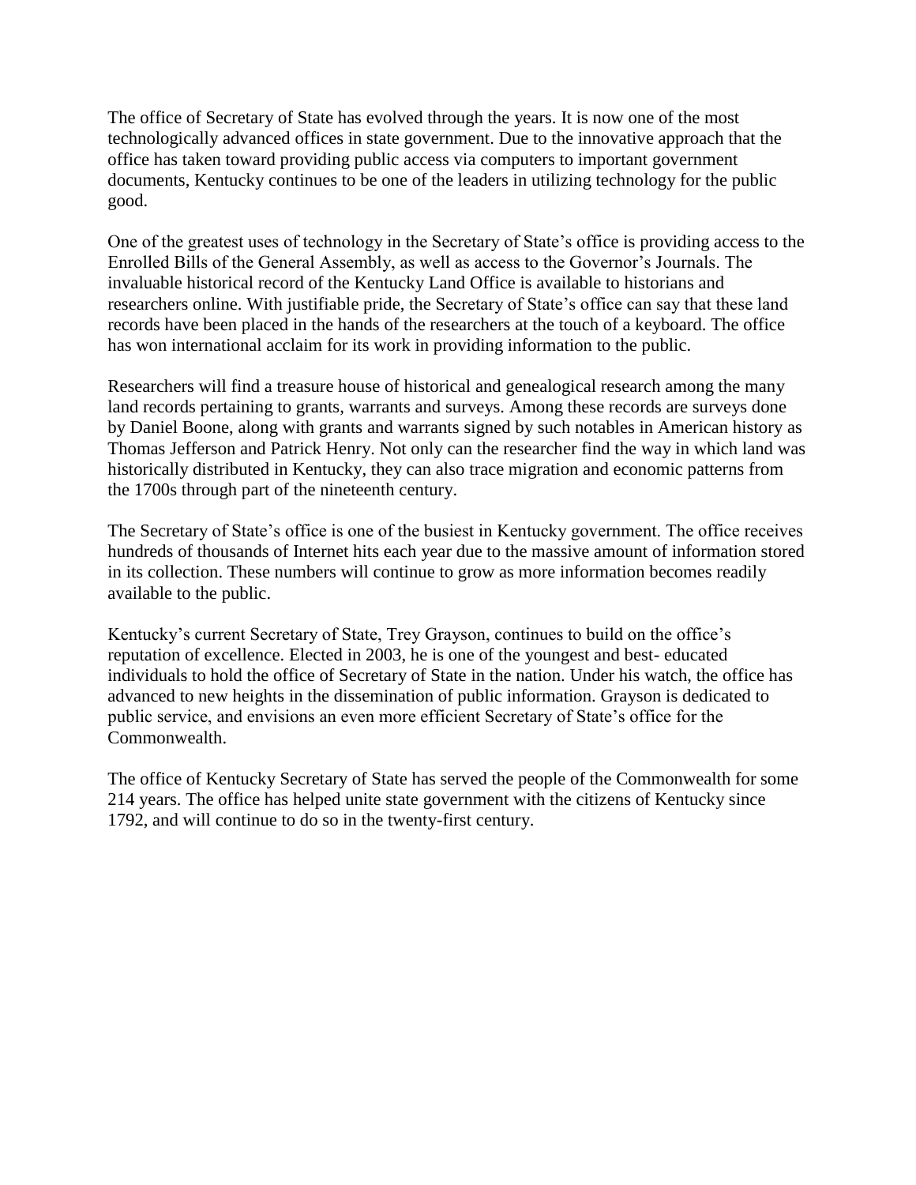The office of Secretary of State has evolved through the years. It is now one of the most technologically advanced offices in state government. Due to the innovative approach that the office has taken toward providing public access via computers to important government documents, Kentucky continues to be one of the leaders in utilizing technology for the public good.

One of the greatest uses of technology in the Secretary of State's office is providing access to the Enrolled Bills of the General Assembly, as well as access to the Governor's Journals. The invaluable historical record of the Kentucky Land Office is available to historians and researchers online. With justifiable pride, the Secretary of State's office can say that these land records have been placed in the hands of the researchers at the touch of a keyboard. The office has won international acclaim for its work in providing information to the public.

Researchers will find a treasure house of historical and genealogical research among the many land records pertaining to grants, warrants and surveys. Among these records are surveys done by Daniel Boone, along with grants and warrants signed by such notables in American history as Thomas Jefferson and Patrick Henry. Not only can the researcher find the way in which land was historically distributed in Kentucky, they can also trace migration and economic patterns from the 1700s through part of the nineteenth century.

The Secretary of State's office is one of the busiest in Kentucky government. The office receives hundreds of thousands of Internet hits each year due to the massive amount of information stored in its collection. These numbers will continue to grow as more information becomes readily available to the public.

Kentucky's current Secretary of State, Trey Grayson, continues to build on the office's reputation of excellence. Elected in 2003, he is one of the youngest and best- educated individuals to hold the office of Secretary of State in the nation. Under his watch, the office has advanced to new heights in the dissemination of public information. Grayson is dedicated to public service, and envisions an even more efficient Secretary of State's office for the Commonwealth.

The office of Kentucky Secretary of State has served the people of the Commonwealth for some 214 years. The office has helped unite state government with the citizens of Kentucky since 1792, and will continue to do so in the twenty-first century.